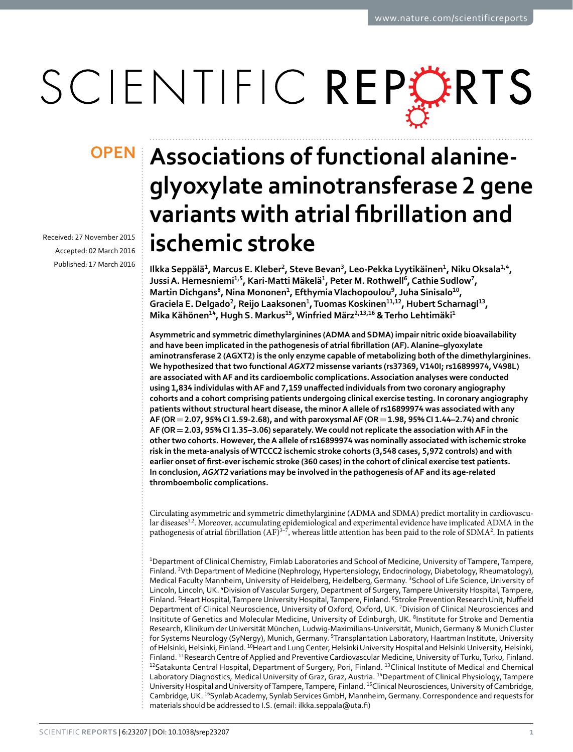OPEN

# Associations of functional alanine-glyoxylate aminotransferase 2 gene variants with atrial fibrillation and ischemic stroke

Received: 27 November 2015
Accepted: 02 March 2016
Published: 17 March 2016

Ilkka Seppälä[1], Marcus E. Kleber[2], Steve Bevan[3], Leo-Pekka Lyytikäinen[1], Niku Oksala[1,4], Jussi A. Hernesniemi[1,5], Kari-Matti Mäkelä[1], Peter M. Rothwell[6], Cathie Sudlow[7], Martin Dichgans[8], Nina Mononen[1], Efthymia Vlachopoulou[9], Juha Sinisalo[10], Graciela E. Delgado[2], Reijo Laaksonen[1], Tuomas Koskinen[11,12], Hubert Scharnagl[13], Mika Kähönen[14], Hugh S. Markus[15], Winfried März[2,13,16] & Terho Lehtimäki[1]

**Asymmetric and symmetric dimethylarginines (ADMA and SDMA) impair nitric oxide bioavailability and have been implicated in the pathogenesis of atrial fibrillation (AF). Alanine–glyoxylate aminotransferase 2 (AGXT2) is the only enzyme capable of metabolizing both of the dimethylarginines. We hypothesized that two functional *AGXT2* missense variants (rs37369, V140I; rs16899974, V498L) are associated with AF and its cardioembolic complications. Association analyses were conducted using 1,834 individulas with AF and 7,159 unaffected individuals from two coronary angiography cohorts and a cohort comprising patients undergoing clinical exercise testing. In coronary angiography patients without structural heart disease, the minor A allele of rs16899974 was associated with any AF (OR = 2.07, 95% CI 1.59-2.68), and with paroxysmal AF (OR = 1.98, 95% CI 1.44–2.74) and chronic AF (OR = 2.03, 95% CI 1.35–3.06) separately. We could not replicate the association with AF in the other two cohorts. However, the A allele of rs16899974 was nominally associated with ischemic stroke risk in the meta-analysis of WTCCC2 ischemic stroke cohorts (3,548 cases, 5,972 controls) and with earlier onset of first-ever ischemic stroke (360 cases) in the cohort of clinical exercise test patients. In conclusion, *AGXT2* variations may be involved in the pathogenesis of AF and its age-related thromboembolic complications.**

Circulating asymmetric and symmetric dimethylarginine (ADMA and SDMA) predict mortality in cardiovascular diseases[1,2]. Moreover, accumulating epidemiological and experimental evidence have implicated ADMA in the pathogenesis of atrial fibrillation (AF)[3–7], whereas little attention has been paid to the role of SDMA[2]. In patients

[1]Department of Clinical Chemistry, Fimlab Laboratories and School of Medicine, University of Tampere, Tampere, Finland. [2]Vth Department of Medicine (Nephrology, Hypertensiology, Endocrinology, Diabetology, Rheumatology), Medical Faculty Mannheim, University of Heidelberg, Heidelberg, Germany. [3]School of Life Science, University of Lincoln, Lincoln, UK. [4]Division of Vascular Surgery, Department of Surgery, Tampere University Hospital, Tampere, Finland. [5]Heart Hospital, Tampere University Hospital, Tampere, Finland. [6]Stroke Prevention Research Unit, Nuffield Department of Clinical Neuroscience, University of Oxford, Oxford, UK. [7]Division of Clinical Neurosciences and Insititute of Genetics and Molecular Medicine, University of Edinburgh, UK. [8]Institute for Stroke and Dementia Research, Klinikum der Universität München, Ludwig-Maximilians-Universität, Munich, Germany & Munich Cluster for Systems Neurology (SyNergy), Munich, Germany. [9]Transplantation Laboratory, Haartman Institute, University of Helsinki, Helsinki, Finland. [10]Heart and Lung Center, Helsinki University Hospital and Helsinki University, Helsinki, Finland. [11]Research Centre of Applied and Preventive Cardiovascular Medicine, University of Turku, Turku, Finland. [12]Satakunta Central Hospital, Department of Surgery, Pori, Finland. [13]Clinical Institute of Medical and Chemical Laboratory Diagnostics, Medical University of Graz, Graz, Austria. [14]Department of Clinical Physiology, Tampere University Hospital and University of Tampere, Tampere, Finland. [15]Clinical Neurosciences, University of Cambridge, Cambridge, UK. [16]Synlab Academy, Synlab Services GmbH, Mannheim, Germany. Correspondence and requests for materials should be addressed to I.S. (email: ilkka.seppala@uta.fi)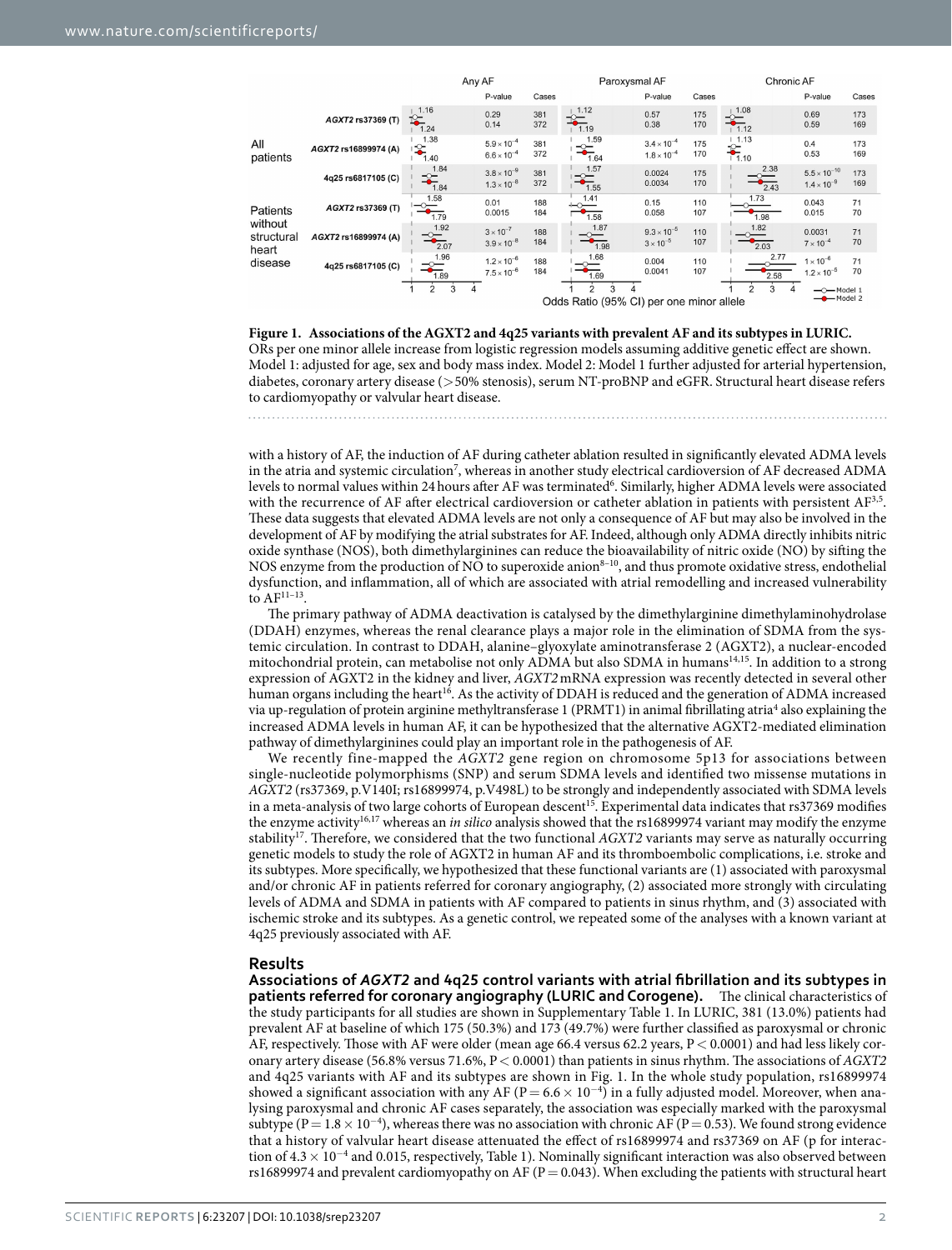**Figure 1. Associations of the AGXT2 and 4q25 variants with prevalent AF and its subtypes in LURIC.** ORs per one minor allele increase from logistic regression models assuming additive genetic effect are shown. Model 1: adjusted for age, sex and body mass index. Model 2: Model 1 further adjusted for arterial hypertension, diabetes, coronary artery disease (>50% stenosis), serum NT-proBNP and eGFR. Structural heart disease refers to cardiomyopathy or valvular heart disease.

with a history of AF, the induction of AF during catheter ablation resulted in significantly elevated ADMA levels in the atria and systemic circulation[7], whereas in another study electrical cardioversion of AF decreased ADMA levels to normal values within 24 hours after AF was terminated[6]. Similarly, higher ADMA levels were associated with the recurrence of AF after electrical cardioversion or catheter ablation in patients with persistent AF[3,5]. These data suggests that elevated ADMA levels are not only a consequence of AF but may also be involved in the development of AF by modifying the atrial substrates for AF. Indeed, although only ADMA directly inhibits nitric oxide synthase (NOS), both dimethylarginines can reduce the bioavailability of nitric oxide (NO) by sifting the NOS enzyme from the production of NO to superoxide anion[8–10], and thus promote oxidative stress, endothelial dysfunction, and inflammation, all of which are associated with atrial remodelling and increased vulnerability to AF[11–13].

The primary pathway of ADMA deactivation is catalysed by the dimethylarginine dimethylaminohydrolase (DDAH) enzymes, whereas the renal clearance plays a major role in the elimination of SDMA from the systemic circulation. In contrast to DDAH, alanine–glyoxylate aminotransferase 2 (AGXT2), a nuclear-encoded mitochondrial protein, can metabolise not only ADMA but also SDMA in humans[14,15]. In addition to a strong expression of AGXT2 in the kidney and liver, *AGXT2* mRNA expression was recently detected in several other human organs including the heart[16]. As the activity of DDAH is reduced and the generation of ADMA increased via up-regulation of protein arginine methyltransferase 1 (PRMT1) in animal fibrillating atria[4] also explaining the increased ADMA levels in human AF, it can be hypothesized that the alternative AGXT2-mediated elimination pathway of dimethylarginines could play an important role in the pathogenesis of AF.

We recently fine-mapped the *AGXT2* gene region on chromosome 5p13 for associations between single-nucleotide polymorphisms (SNP) and serum SDMA levels and identified two missense mutations in *AGXT2* (rs37369, p.V140I; rs16899974, p.V498L) to be strongly and independently associated with SDMA levels in a meta-analysis of two large cohorts of European descent[15]. Experimental data indicates that rs37369 modifies the enzyme activity[16,17] whereas an *in silico* analysis showed that the rs16899974 variant may modify the enzyme stability[17]. Therefore, we considered that the two functional *AGXT2* variants may serve as naturally occurring genetic models to study the role of AGXT2 in human AF and its thromboembolic complications, i.e. stroke and its subtypes. More specifically, we hypothesized that these functional variants are (1) associated with paroxysmal and/or chronic AF in patients referred for coronary angiography, (2) associated more strongly with circulating levels of ADMA and SDMA in patients with AF compared to patients in sinus rhythm, and (3) associated with ischemic stroke and its subtypes. As a genetic control, we repeated some of the analyses with a known variant at 4q25 previously associated with AF.

## Results

**Associations of *AGXT2* and 4q25 control variants with atrial fibrillation and its subtypes in patients referred for coronary angiography (LURIC and Corogene).** The clinical characteristics of the study participants for all studies are shown in Supplementary Table 1. In LURIC, 381 (13.0%) patients had prevalent AF at baseline of which 175 (50.3%) and 173 (49.7%) were further classified as paroxysmal or chronic AF, respectively. Those with AF were older (mean age 66.4 versus 62.2 years, $P < 0.0001$) and had less likely coronary artery disease (56.8% versus 71.6%, $P < 0.0001$) than patients in sinus rhythm. The associations of *AGXT2* and 4q25 variants with AF and its subtypes are shown in Fig. 1. In the whole study population, rs16899974 showed a significant association with any AF ($P = 6.6 \times 10^{-4}$) in a fully adjusted model. Moreover, when analysing paroxysmal and chronic AF cases separately, the association was especially marked with the paroxysmal subtype ($P = 1.8 \times 10^{-4}$), whereas there was no association with chronic AF ($P = 0.53$). We found strong evidence that a history of valvular heart disease attenuated the effect of rs16899974 and rs37369 on AF (p for interaction of $4.3 \times 10^{-4}$ and 0.015, respectively, Table 1). Nominally significant interaction was also observed between rs16899974 and prevalent cardiomyopathy on AF ($P = 0.043$). When excluding the patients with structural heart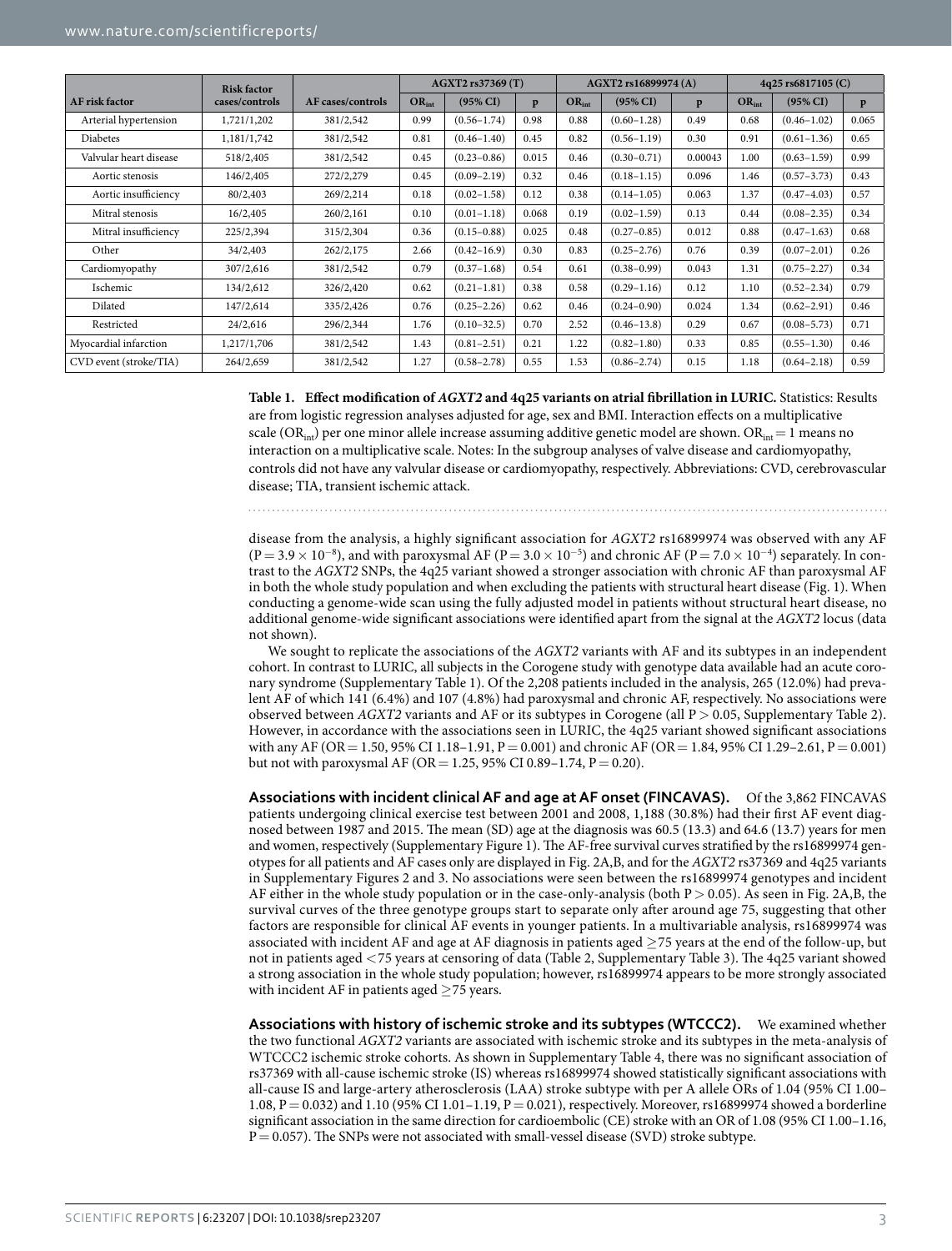| AF risk factor | Risk factor cases/controls | AF cases/controls | AGXT2 rs37369 (T) | | | AGXT2 rs16899974 (A) | | | 4q25 rs6817105 (C) | | |
|---|---|---|---|---|---|---|---|---|---|---|---|
| | | | $OR_{int}$ | (95% CI) | p | $OR_{int}$ | (95% CI) | p | $OR_{int}$ | (95% CI) | p |
| Arterial hypertension | 1,721/1,202 | 381/2,542 | 0.99 | (0.56–1.74) | 0.98 | 0.88 | (0.60–1.28) | 0.49 | 0.68 | (0.46–1.02) | 0.065 |
| Diabetes | 1,181/1,742 | 381/2,542 | 0.81 | (0.46–1.40) | 0.45 | 0.82 | (0.56–1.19) | 0.30 | 0.91 | (0.61–1.36) | 0.65 |
| Valvular heart disease | 518/2,405 | 381/2,542 | 0.45 | (0.23–0.86) | 0.015 | 0.46 | (0.30–0.71) | 0.00043 | 1.00 | (0.63–1.59) | 0.99 |
| Aortic stenosis | 146/2,405 | 272/2,279 | 0.45 | (0.09–2.19) | 0.32 | 0.46 | (0.18–1.15) | 0.096 | 1.46 | (0.57–3.73) | 0.43 |
| Aortic insufficiency | 80/2,403 | 269/2,214 | 0.18 | (0.02–1.58) | 0.12 | 0.38 | (0.14–1.05) | 0.063 | 1.37 | (0.47–4.03) | 0.57 |
| Mitral stenosis | 16/2,405 | 260/2,161 | 0.10 | (0.01–1.18) | 0.068 | 0.19 | (0.02–1.59) | 0.13 | 0.44 | (0.08–2.35) | 0.34 |
| Mitral insufficiency | 225/2,394 | 315/2,304 | 0.36 | (0.15–0.88) | 0.025 | 0.48 | (0.27–0.85) | 0.012 | 0.88 | (0.47–1.63) | 0.68 |
| Other | 34/2,403 | 262/2,175 | 2.66 | (0.42–16.9) | 0.30 | 0.83 | (0.25–2.76) | 0.76 | 0.39 | (0.07–2.01) | 0.26 |
| Cardiomyopathy | 307/2,616 | 381/2,542 | 0.79 | (0.37–1.68) | 0.54 | 0.61 | (0.38–0.99) | 0.043 | 1.31 | (0.75–2.27) | 0.34 |
| Ischemic | 134/2,612 | 326/2,420 | 0.62 | (0.21–1.81) | 0.38 | 0.58 | (0.29–1.16) | 0.12 | 1.10 | (0.52–2.34) | 0.79 |
| Dilated | 147/2,614 | 335/2,426 | 0.76 | (0.25–2.26) | 0.62 | 0.46 | (0.24–0.90) | 0.024 | 1.34 | (0.62–2.91) | 0.46 |
| Restricted | 24/2,616 | 296/2,344 | 1.76 | (0.10–32.5) | 0.70 | 2.52 | (0.46–13.8) | 0.29 | 0.67 | (0.08–5.73) | 0.71 |
| Myocardial infarction | 1,217/1,706 | 381/2,542 | 1.43 | (0.81–2.51) | 0.21 | 1.22 | (0.82–1.80) | 0.33 | 0.85 | (0.55–1.30) | 0.46 |
| CVD event (stroke/TIA) | 264/2,659 | 381/2,542 | 1.27 | (0.58–2.78) | 0.55 | 1.53 | (0.86–2.74) | 0.15 | 1.18 | (0.64–2.18) | 0.59 |

**Table 1. Effect modification of *AGXT2* and 4q25 variants on atrial fibrillation in LURIC.** Statistics: Results are from logistic regression analyses adjusted for age, sex and BMI. Interaction effects on a multiplicative scale ($OR_{int}$) per one minor allele increase assuming additive genetic model are shown. $OR_{int} = 1$ means no interaction on a multiplicative scale. Notes: In the subgroup analyses of valve disease and cardiomyopathy, controls did not have any valvular disease or cardiomyopathy, respectively. Abbreviations: CVD, cerebrovascular disease; TIA, transient ischemic attack.

disease from the analysis, a highly significant association for *AGXT2* rs16899974 was observed with any AF ($P = 3.9 \times 10^{-8}$), and with paroxysmal AF ($P = 3.0 \times 10^{-5}$) and chronic AF ($P = 7.0 \times 10^{-4}$) separately. In contrast to the *AGXT2* SNPs, the 4q25 variant showed a stronger association with chronic AF than paroxysmal AF in both the whole study population and when excluding the patients with structural heart disease (Fig. 1). When conducting a genome-wide scan using the fully adjusted model in patients without structural heart disease, no additional genome-wide significant associations were identified apart from the signal at the *AGXT2* locus (data not shown).

We sought to replicate the associations of the *AGXT2* variants with AF and its subtypes in an independent cohort. In contrast to LURIC, all subjects in the Corogene study with genotype data available had an acute coronary syndrome (Supplementary Table 1). Of the 2,208 patients included in the analysis, 265 (12.0%) had prevalent AF of which 141 (6.4%) and 107 (4.8%) had paroxysmal and chronic AF, respectively. No associations were observed between *AGXT2* variants and AF or its subtypes in Corogene (all $P > 0.05$, Supplementary Table 2). However, in accordance with the associations seen in LURIC, the 4q25 variant showed significant associations with any AF (OR = 1.50, 95% CI 1.18–1.91, P = 0.001) and chronic AF (OR = 1.84, 95% CI 1.29–2.61, P = 0.001) but not with paroxysmal AF (OR = 1.25, 95% CI 0.89–1.74, P = 0.20).

**Associations with incident clinical AF and age at AF onset (FINCAVAS).** Of the 3,862 FINCAVAS patients undergoing clinical exercise test between 2001 and 2008, 1,188 (30.8%) had their first AF event diagnosed between 1987 and 2015. The mean (SD) age at the diagnosis was 60.5 (13.3) and 64.6 (13.7) years for men and women, respectively (Supplementary Figure 1). The AF-free survival curves stratified by the rs16899974 genotypes for all patients and AF cases only are displayed in Fig. 2A,B, and for the *AGXT2* rs37369 and 4q25 variants in Supplementary Figures 2 and 3. No associations were seen between the rs16899974 genotypes and incident AF either in the whole study population or in the case-only-analysis (both $P > 0.05$). As seen in Fig. 2A,B, the survival curves of the three genotype groups start to separate only after around age 75, suggesting that other factors are responsible for clinical AF events in younger patients. In a multivariable analysis, rs16899974 was associated with incident AF and age at AF diagnosis in patients aged ≥75 years at the end of the follow-up, but not in patients aged <75 years at censoring of data (Table 2, Supplementary Table 3). The 4q25 variant showed a strong association in the whole study population; however, rs16899974 appears to be more strongly associated with incident AF in patients aged ≥75 years.

**Associations with history of ischemic stroke and its subtypes (WTCCC2).** We examined whether the two functional *AGXT2* variants are associated with ischemic stroke and its subtypes in the meta-analysis of WTCCC2 ischemic stroke cohorts. As shown in Supplementary Table 4, there was no significant association of rs37369 with all-cause ischemic stroke (IS) whereas rs16899974 showed statistically significant associations with all-cause IS and large-artery atherosclerosis (LAA) stroke subtype with per A allele ORs of 1.04 (95% CI 1.00–1.08, P = 0.032) and 1.10 (95% CI 1.01–1.19, P = 0.021), respectively. Moreover, rs16899974 showed a borderline significant association in the same direction for cardioembolic (CE) stroke with an OR of 1.08 (95% CI 1.00–1.16, P = 0.057). The SNPs were not associated with small-vessel disease (SVD) stroke subtype.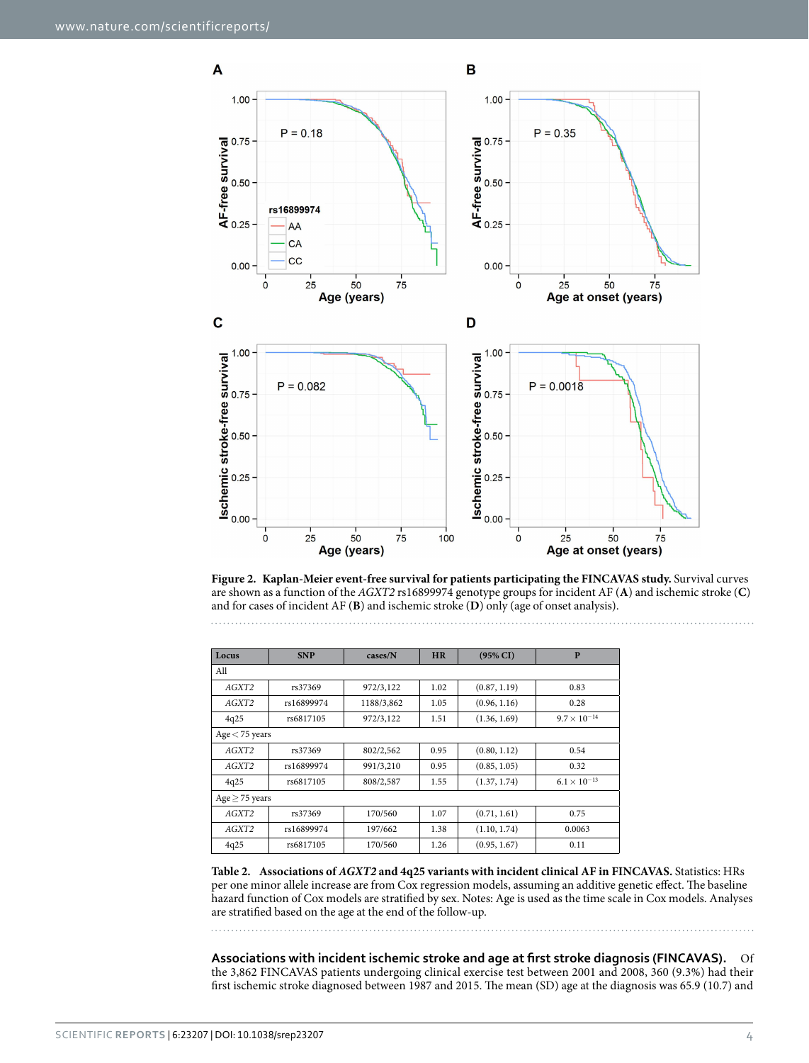**Figure 2. Kaplan-Meier event-free survival for patients participating the FINCAVAS study.** Survival curves are shown as a function of the *AGXT2* rs16899974 genotype groups for incident AF (**A**) and ischemic stroke (**C**) and for cases of incident AF (**B**) and ischemic stroke (**D**) only (age of onset analysis).

| Locus | SNP | cases/N | HR | (95% CI) | P |
|---|---|---|---|---|---|
| All | | | | | |
| *AGXT2* | rs37369 | 972/3,122 | 1.02 | (0.87, 1.19) | 0.83 |
| *AGXT2* | rs16899974 | 1188/3,862 | 1.05 | (0.96, 1.16) | 0.28 |
| 4q25 | rs6817105 | 972/3,122 | 1.51 | (1.36, 1.69) | $9.7 \times 10^{-14}$ |
| Age < 75 years | | | | | |
| *AGXT2* | rs37369 | 802/2,562 | 0.95 | (0.80, 1.12) | 0.54 |
| *AGXT2* | rs16899974 | 991/3,210 | 0.95 | (0.85, 1.05) | 0.32 |
| 4q25 | rs6817105 | 808/2,587 | 1.55 | (1.37, 1.74) | $6.1 \times 10^{-13}$ |
| Age ≥ 75 years | | | | | |
| *AGXT2* | rs37369 | 170/560 | 1.07 | (0.71, 1.61) | 0.75 |
| *AGXT2* | rs16899974 | 197/662 | 1.38 | (1.10, 1.74) | 0.0063 |
| 4q25 | rs6817105 | 170/560 | 1.26 | (0.95, 1.67) | 0.11 |

**Table 2. Associations of *AGXT2* and 4q25 variants with incident clinical AF in FINCAVAS.** Statistics: HRs per one minor allele increase are from Cox regression models, assuming an additive genetic effect. The baseline hazard function of Cox models are stratified by sex. Notes: Age is used as the time scale in Cox models. Analyses are stratified based on the age at the end of the follow-up.

**Associations with incident ischemic stroke and age at first stroke diagnosis (FINCAVAS).** Of the 3,862 FINCAVAS patients undergoing clinical exercise test between 2001 and 2008, 360 (9.3%) had their first ischemic stroke diagnosed between 1987 and 2015. The mean (SD) age at the diagnosis was 65.9 (10.7) and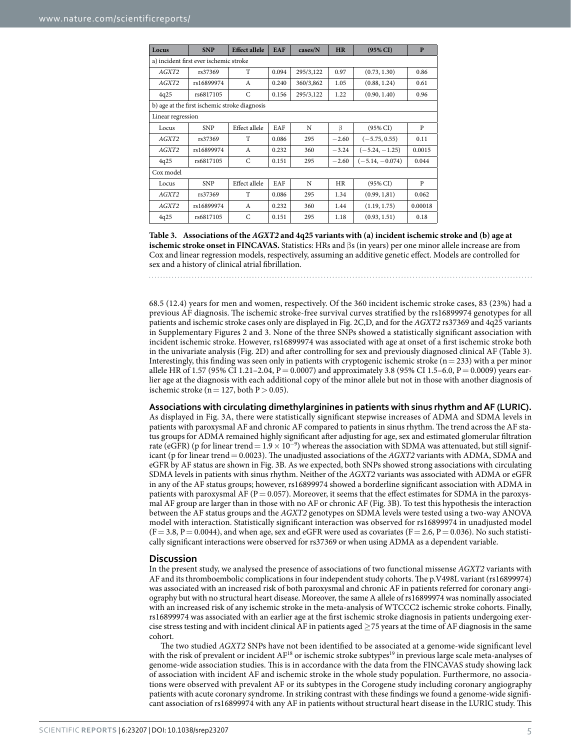| Locus | SNP | Effect allele | EAF | cases/N | HR | (95% CI) | P |
|---|---|---|---|---|---|---|---|
| a) incident first ever ischemic stroke | | | | | | | |
| *AGXT2* | rs37369 | T | 0.094 | 295/3,122 | 0.97 | (0.73, 1.30) | 0.86 |
| *AGXT2* | rs16899974 | A | 0.240 | 360/3,862 | 1.05 | (0.88, 1.24) | 0.61 |
| 4q25 | rs6817105 | C | 0.156 | 295/3,122 | 1.22 | (0.90, 1.40) | 0.96 |
| b) age at the first ischemic stroke diagnosis | | | | | | | |
| Linear regression | | | | | | | |
| Locus | SNP | Effect allele | EAF | N | β | (95% CI) | P |
| *AGXT2* | rs37369 | T | 0.086 | 295 | −2.60 | (−5.75, 0.55) | 0.11 |
| *AGXT2* | rs16899974 | A | 0.232 | 360 | −3.24 | (−5.24, −1.25) | 0.0015 |
| 4q25 | rs6817105 | C | 0.151 | 295 | −2.60 | (−5.14, −0.074) | 0.044 |
| Cox model | | | | | | | |
| Locus | SNP | Effect allele | EAF | N | HR | (95% CI) | P |
| *AGXT2* | rs37369 | T | 0.086 | 295 | 1.34 | (0.99, 1,81) | 0.062 |
| *AGXT2* | rs16899974 | A | 0.232 | 360 | 1.44 | (1.19, 1.75) | 0.00018 |
| 4q25 | rs6817105 | C | 0.151 | 295 | 1.18 | (0.93, 1.51) | 0.18 |

**Table 3. Associations of the *AGXT2* and 4q25 variants with (a) incident ischemic stroke and (b) age at ischemic stroke onset in FINCAVAS.** Statistics: HRs and βs (in years) per one minor allele increase are from Cox and linear regression models, respectively, assuming an additive genetic effect. Models are controlled for sex and a history of clinical atrial fibrillation.

68.5 (12.4) years for men and women, respectively. Of the 360 incident ischemic stroke cases, 83 (23%) had a previous AF diagnosis. The ischemic stroke-free survival curves stratified by the rs16899974 genotypes for all patients and ischemic stroke cases only are displayed in Fig. 2C,D, and for the *AGXT2* rs37369 and 4q25 variants in Supplementary Figures 2 and 3. None of the three SNPs showed a statistically significant association with incident ischemic stroke. However, rs16899974 was associated with age at onset of a first ischemic stroke both in the univariate analysis (Fig. 2D) and after controlling for sex and previously diagnosed clinical AF (Table 3). Interestingly, this finding was seen only in patients with cryptogenic ischemic stroke ($n = 233$) with a per minor allele HR of 1.57 (95% CI 1.21–2.04, $P = 0.0007$) and approximately 3.8 (95% CI 1.5–6.0, $P = 0.0009$) years earlier age at the diagnosis with each additional copy of the minor allele but not in those with another diagnosis of ischemic stroke ($n = 127$, both $P > 0.05$).

**Associations with circulating dimethylarginines in patients with sinus rhythm and AF (LURIC).** As displayed in Fig. 3A, there were statistically significant stepwise increases of ADMA and SDMA levels in patients with paroxysmal AF and chronic AF compared to patients in sinus rhythm. The trend across the AF status groups for ADMA remained highly significant after adjusting for age, sex and estimated glomerular filtration rate (eGFR) (p for linear trend $= 1.9 \times 10^{-9}$) whereas the association with SDMA was attenuated, but still significant (p for linear trend $= 0.0023$). The unadjusted associations of the *AGXT2* variants with ADMA, SDMA and eGFR by AF status are shown in Fig. 3B. As we expected, both SNPs showed strong associations with circulating SDMA levels in patients with sinus rhythm. Neither of the *AGXT2* variants was associated with ADMA or eGFR in any of the AF status groups; however, rs16899974 showed a borderline significant association with ADMA in patients with paroxysmal AF ($P = 0.057$). Moreover, it seems that the effect estimates for SDMA in the paroxysmal AF group are larger than in those with no AF or chronic AF (Fig. 3B). To test this hypothesis the interaction between the AF status groups and the *AGXT2* genotypes on SDMA levels were tested using a two-way ANOVA model with interaction. Statistically significant interaction was observed for rs16899974 in unadjusted model ($F = 3.8$, $P = 0.0044$), and when age, sex and eGFR were used as covariates ($F = 2.6$, $P = 0.036$). No such statistically significant interactions were observed for rs37369 or when using ADMA as a dependent variable.

## Discussion

In the present study, we analysed the presence of associations of two functional missense *AGXT2* variants with AF and its thromboembolic complications in four independent study cohorts. The p.V498L variant (rs16899974) was associated with an increased risk of both paroxysmal and chronic AF in patients referred for coronary angiography but with no structural heart disease. Moreover, the same A allele of rs16899974 was nominally associated with an increased risk of any ischemic stroke in the meta-analysis of WTCCC2 ischemic stroke cohorts. Finally, rs16899974 was associated with an earlier age at the first ischemic stroke diagnosis in patients undergoing exercise stress testing and with incident clinical AF in patients aged ≥75 years at the time of AF diagnosis in the same cohort.

The two studied *AGXT2* SNPs have not been identified to be associated at a genome-wide significant level with the risk of prevalent or incident AF[18] or ischemic stroke subtypes[19] in previous large scale meta-analyses of genome-wide association studies. This is in accordance with the data from the FINCAVAS study showing lack of association with incident AF and ischemic stroke in the whole study population. Furthermore, no associations were observed with prevalent AF or its subtypes in the Corogene study including coronary angiography patients with acute coronary syndrome. In striking contrast with these findings we found a genome-wide significant association of rs16899974 with any AF in patients without structural heart disease in the LURIC study. This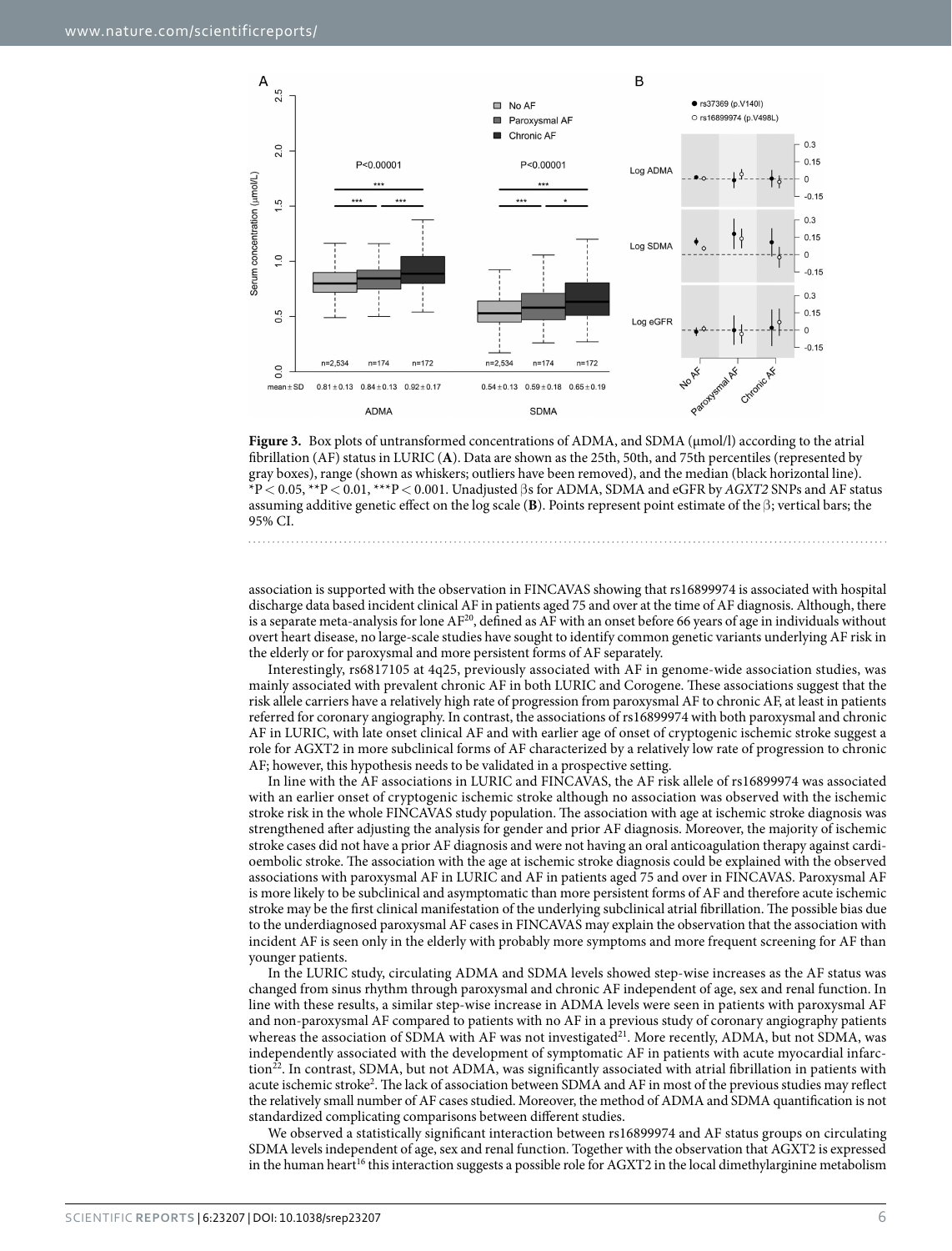**Figure 3.** Box plots of untransformed concentrations of ADMA, and SDMA (μmol/l) according to the atrial fibrillation (AF) status in LURIC (**A**). Data are shown as the 25th, 50th, and 75th percentiles (represented by gray boxes), range (shown as whiskers; outliers have been removed), and the median (black horizontal line). $^*P < 0.05$, $^{**}P < 0.01$, $^{***}P < 0.001$. Unadjusted βs for ADMA, SDMA and eGFR by *AGXT2* SNPs and AF status assuming additive genetic effect on the log scale (**B**). Points represent point estimate of the β; vertical bars; the 95% CI.

association is supported with the observation in FINCAVAS showing that rs16899974 is associated with hospital discharge data based incident clinical AF in patients aged 75 and over at the time of AF diagnosis. Although, there is a separate meta-analysis for lone AF[20], defined as AF with an onset before 66 years of age in individuals without overt heart disease, no large-scale studies have sought to identify common genetic variants underlying AF risk in the elderly or for paroxysmal and more persistent forms of AF separately.

Interestingly, rs6817105 at 4q25, previously associated with AF in genome-wide association studies, was mainly associated with prevalent chronic AF in both LURIC and Corogene. These associations suggest that the risk allele carriers have a relatively high rate of progression from paroxysmal AF to chronic AF, at least in patients referred for coronary angiography. In contrast, the associations of rs16899974 with both paroxysmal and chronic AF in LURIC, with late onset clinical AF and with earlier age of onset of cryptogenic ischemic stroke suggest a role for AGXT2 in more subclinical forms of AF characterized by a relatively low rate of progression to chronic AF; however, this hypothesis needs to be validated in a prospective setting.

In line with the AF associations in LURIC and FINCAVAS, the AF risk allele of rs16899974 was associated with an earlier onset of cryptogenic ischemic stroke although no association was observed with the ischemic stroke risk in the whole FINCAVAS study population. The association with age at ischemic stroke diagnosis was strengthened after adjusting the analysis for gender and prior AF diagnosis. Moreover, the majority of ischemic stroke cases did not have a prior AF diagnosis and were not having an oral anticoagulation therapy against cardioembolic stroke. The association with the age at ischemic stroke diagnosis could be explained with the observed associations with paroxysmal AF in LURIC and AF in patients aged 75 and over in FINCAVAS. Paroxysmal AF is more likely to be subclinical and asymptomatic than more persistent forms of AF and therefore acute ischemic stroke may be the first clinical manifestation of the underlying subclinical atrial fibrillation. The possible bias due to the underdiagnosed paroxysmal AF cases in FINCAVAS may explain the observation that the association with incident AF is seen only in the elderly with probably more symptoms and more frequent screening for AF than younger patients.

In the LURIC study, circulating ADMA and SDMA levels showed step-wise increases as the AF status was changed from sinus rhythm through paroxysmal and chronic AF independent of age, sex and renal function. In line with these results, a similar step-wise increase in ADMA levels were seen in patients with paroxysmal AF and non-paroxysmal AF compared to patients with no AF in a previous study of coronary angiography patients whereas the association of SDMA with AF was not investigated[21]. More recently, ADMA, but not SDMA, was independently associated with the development of symptomatic AF in patients with acute myocardial infarction[22]. In contrast, SDMA, but not ADMA, was significantly associated with atrial fibrillation in patients with acute ischemic stroke[2]. The lack of association between SDMA and AF in most of the previous studies may reflect the relatively small number of AF cases studied. Moreover, the method of ADMA and SDMA quantification is not standardized complicating comparisons between different studies.

We observed a statistically significant interaction between rs16899974 and AF status groups on circulating SDMA levels independent of age, sex and renal function. Together with the observation that AGXT2 is expressed in the human heart[16] this interaction suggests a possible role for AGXT2 in the local dimethylarginine metabolism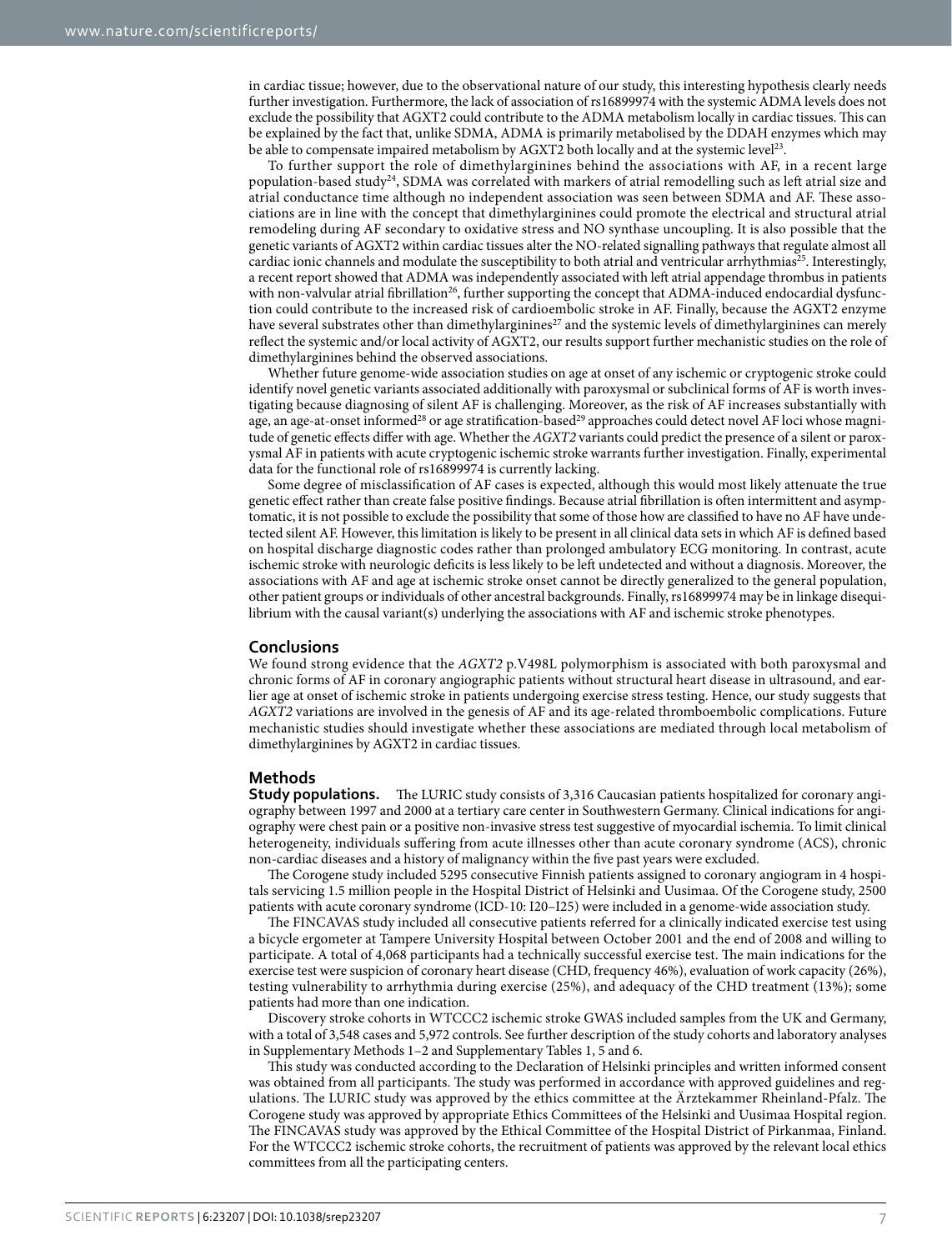in cardiac tissue; however, due to the observational nature of our study, this interesting hypothesis clearly needs further investigation. Furthermore, the lack of association of rs16899974 with the systemic ADMA levels does not exclude the possibility that AGXT2 could contribute to the ADMA metabolism locally in cardiac tissues. This can be explained by the fact that, unlike SDMA, ADMA is primarily metabolised by the DDAH enzymes which may be able to compensate impaired metabolism by AGXT2 both locally and at the systemic level[23].

To further support the role of dimethylarginines behind the associations with AF, in a recent large population-based study[24], SDMA was correlated with markers of atrial remodelling such as left atrial size and atrial conductance time although no independent association was seen between SDMA and AF. These associations are in line with the concept that dimethylarginines could promote the electrical and structural atrial remodeling during AF secondary to oxidative stress and NO synthase uncoupling. It is also possible that the genetic variants of AGXT2 within cardiac tissues alter the NO-related signalling pathways that regulate almost all cardiac ionic channels and modulate the susceptibility to both atrial and ventricular arrhythmias[25]. Interestingly, a recent report showed that ADMA was independently associated with left atrial appendage thrombus in patients with non-valvular atrial fibrillation[26], further supporting the concept that ADMA-induced endocardial dysfunction could contribute to the increased risk of cardioembolic stroke in AF. Finally, because the AGXT2 enzyme have several substrates other than dimethylarginines[27] and the systemic levels of dimethylarginines can merely reflect the systemic and/or local activity of AGXT2, our results support further mechanistic studies on the role of dimethylarginines behind the observed associations.

Whether future genome-wide association studies on age at onset of any ischemic or cryptogenic stroke could identify novel genetic variants associated additionally with paroxysmal or subclinical forms of AF is worth investigating because diagnosing of silent AF is challenging. Moreover, as the risk of AF increases substantially with age, an age-at-onset informed[28] or age stratification-based[29] approaches could detect novel AF loci whose magnitude of genetic effects differ with age. Whether the *AGXT2* variants could predict the presence of a silent or paroxysmal AF in patients with acute cryptogenic ischemic stroke warrants further investigation. Finally, experimental data for the functional role of rs16899974 is currently lacking.

Some degree of misclassification of AF cases is expected, although this would most likely attenuate the true genetic effect rather than create false positive findings. Because atrial fibrillation is often intermittent and asymptomatic, it is not possible to exclude the possibility that some of those how are classified to have no AF have undetected silent AF. However, this limitation is likely to be present in all clinical data sets in which AF is defined based on hospital discharge diagnostic codes rather than prolonged ambulatory ECG monitoring. In contrast, acute ischemic stroke with neurologic deficits is less likely to be left undetected and without a diagnosis. Moreover, the associations with AF and age at ischemic stroke onset cannot be directly generalized to the general population, other patient groups or individuals of other ancestral backgrounds. Finally, rs16899974 may be in linkage disequilibrium with the causal variant(s) underlying the associations with AF and ischemic stroke phenotypes.

## Conclusions

We found strong evidence that the *AGXT2* p.V498L polymorphism is associated with both paroxysmal and chronic forms of AF in coronary angiographic patients without structural heart disease in ultrasound, and earlier age at onset of ischemic stroke in patients undergoing exercise stress testing. Hence, our study suggests that *AGXT2* variations are involved in the genesis of AF and its age-related thromboembolic complications. Future mechanistic studies should investigate whether these associations are mediated through local metabolism of dimethylarginines by AGXT2 in cardiac tissues.

## Methods

**Study populations.** The LURIC study consists of 3,316 Caucasian patients hospitalized for coronary angiography between 1997 and 2000 at a tertiary care center in Southwestern Germany. Clinical indications for angiography were chest pain or a positive non-invasive stress test suggestive of myocardial ischemia. To limit clinical heterogeneity, individuals suffering from acute illnesses other than acute coronary syndrome (ACS), chronic non-cardiac diseases and a history of malignancy within the five past years were excluded.

The Corogene study included 5295 consecutive Finnish patients assigned to coronary angiogram in 4 hospitals servicing 1.5 million people in the Hospital District of Helsinki and Uusimaa. Of the Corogene study, 2500 patients with acute coronary syndrome (ICD-10: I20–I25) were included in a genome-wide association study.

The FINCAVAS study included all consecutive patients referred for a clinically indicated exercise test using a bicycle ergometer at Tampere University Hospital between October 2001 and the end of 2008 and willing to participate. A total of 4,068 participants had a technically successful exercise test. The main indications for the exercise test were suspicion of coronary heart disease (CHD, frequency 46%), evaluation of work capacity (26%), testing vulnerability to arrhythmia during exercise (25%), and adequacy of the CHD treatment (13%); some patients had more than one indication.

Discovery stroke cohorts in WTCCC2 ischemic stroke GWAS included samples from the UK and Germany, with a total of 3,548 cases and 5,972 controls. See further description of the study cohorts and laboratory analyses in Supplementary Methods 1–2 and Supplementary Tables 1, 5 and 6.

This study was conducted according to the Declaration of Helsinki principles and written informed consent was obtained from all participants. The study was performed in accordance with approved guidelines and regulations. The LURIC study was approved by the ethics committee at the Ärztekammer Rheinland-Pfalz. The Corogene study was approved by appropriate Ethics Committees of the Helsinki and Uusimaa Hospital region. The FINCAVAS study was approved by the Ethical Committee of the Hospital District of Pirkanmaa, Finland. For the WTCCC2 ischemic stroke cohorts, the recruitment of patients was approved by the relevant local ethics committees from all the participating centers.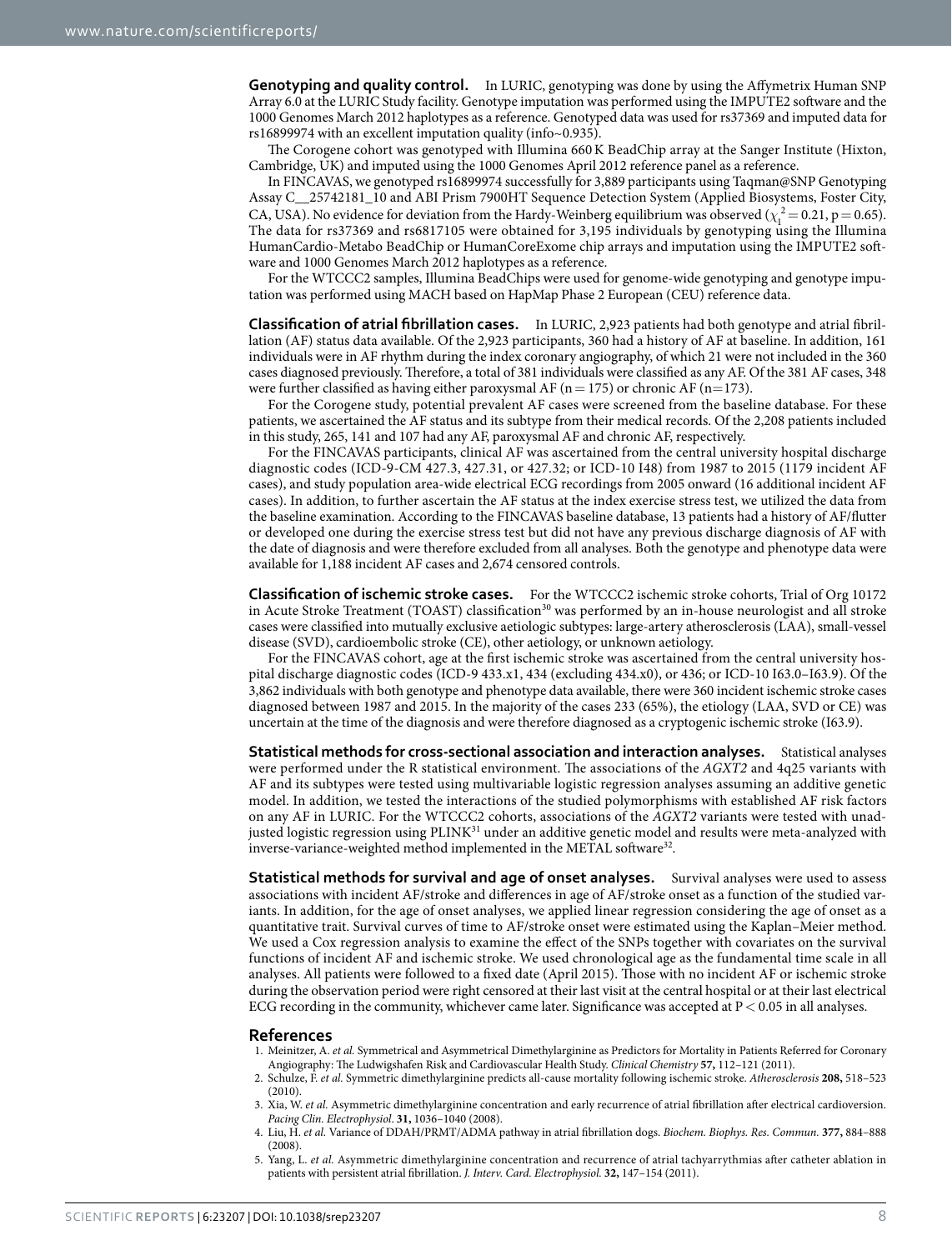**Genotyping and quality control.** In LURIC, genotyping was done by using the Affymetrix Human SNP Array 6.0 at the LURIC Study facility. Genotype imputation was performed using the IMPUTE2 software and the 1000 Genomes March 2012 haplotypes as a reference. Genotyped data was used for rs37369 and imputed data for rs16899974 with an excellent imputation quality (info~0.935).

The Corogene cohort was genotyped with Illumina 660 K BeadChip array at the Sanger Institute (Hixton, Cambridge, UK) and imputed using the 1000 Genomes April 2012 reference panel as a reference.

In FINCAVAS, we genotyped rs16899974 successfully for 3,889 participants using Taqman@SNP Genotyping Assay C__25742181_10 and ABI Prism 7900HT Sequence Detection System (Applied Biosystems, Foster City, CA, USA). No evidence for deviation from the Hardy-Weinberg equilibrium was observed ($\chi_1^2 = 0.21$, $p = 0.65$). The data for rs37369 and rs6817105 were obtained for 3,195 individuals by genotyping using the Illumina HumanCardio-Metabo BeadChip or HumanCoreExome chip arrays and imputation using the IMPUTE2 software and 1000 Genomes March 2012 haplotypes as a reference.

For the WTCCC2 samples, Illumina BeadChips were used for genome-wide genotyping and genotype imputation was performed using MACH based on HapMap Phase 2 European (CEU) reference data.

**Classification of atrial fibrillation cases.** In LURIC, 2,923 patients had both genotype and atrial fibrillation (AF) status data available. Of the 2,923 participants, 360 had a history of AF at baseline. In addition, 161 individuals were in AF rhythm during the index coronary angiography, of which 21 were not included in the 360 cases diagnosed previously. Therefore, a total of 381 individuals were classified as any AF. Of the 381 AF cases, 348 were further classified as having either paroxysmal AF (n = 175) or chronic AF (n = 173).

For the Corogene study, potential prevalent AF cases were screened from the baseline database. For these patients, we ascertained the AF status and its subtype from their medical records. Of the 2,208 patients included in this study, 265, 141 and 107 had any AF, paroxysmal AF and chronic AF, respectively.

For the FINCAVAS participants, clinical AF was ascertained from the central university hospital discharge diagnostic codes (ICD-9-CM 427.3, 427.31, or 427.32; or ICD-10 I48) from 1987 to 2015 (1179 incident AF cases), and study population area-wide electrical ECG recordings from 2005 onward (16 additional incident AF cases). In addition, to further ascertain the AF status at the index exercise stress test, we utilized the data from the baseline examination. According to the FINCAVAS baseline database, 13 patients had a history of AF/flutter or developed one during the exercise stress test but did not have any previous discharge diagnosis of AF with the date of diagnosis and were therefore excluded from all analyses. Both the genotype and phenotype data were available for 1,188 incident AF cases and 2,674 censored controls.

**Classification of ischemic stroke cases.** For the WTCCC2 ischemic stroke cohorts, Trial of Org 10172 in Acute Stroke Treatment (TOAST) classification[30] was performed by an in-house neurologist and all stroke cases were classified into mutually exclusive aetiologic subtypes: large-artery atherosclerosis (LAA), small-vessel disease (SVD), cardioembolic stroke (CE), other aetiology, or unknown aetiology.

For the FINCAVAS cohort, age at the first ischemic stroke was ascertained from the central university hospital discharge diagnostic codes (ICD-9 433.x1, 434 (excluding 434.x0), or 436; or ICD-10 I63.0–I63.9). Of the 3,862 individuals with both genotype and phenotype data available, there were 360 incident ischemic stroke cases diagnosed between 1987 and 2015. In the majority of the cases 233 (65%), the etiology (LAA, SVD or CE) was uncertain at the time of the diagnosis and were therefore diagnosed as a cryptogenic ischemic stroke (I63.9).

**Statistical methods for cross-sectional association and interaction analyses.** Statistical analyses were performed under the R statistical environment. The associations of the *AGXT2* and 4q25 variants with AF and its subtypes were tested using multivariable logistic regression analyses assuming an additive genetic model. In addition, we tested the interactions of the studied polymorphisms with established AF risk factors on any AF in LURIC. For the WTCCC2 cohorts, associations of the *AGXT2* variants were tested with unadjusted logistic regression using PLINK[31] under an additive genetic model and results were meta-analyzed with inverse-variance-weighted method implemented in the METAL software[32].

**Statistical methods for survival and age of onset analyses.** Survival analyses were used to assess associations with incident AF/stroke and differences in age of AF/stroke onset as a function of the studied variants. In addition, for the age of onset analyses, we applied linear regression considering the age of onset as a quantitative trait. Survival curves of time to AF/stroke onset were estimated using the Kaplan–Meier method. We used a Cox regression analysis to examine the effect of the SNPs together with covariates on the survival functions of incident AF and ischemic stroke. We used chronological age as the fundamental time scale in all analyses. All patients were followed to a fixed date (April 2015). Those with no incident AF or ischemic stroke during the observation period were right censored at their last visit at the central hospital or at their last electrical ECG recording in the community, whichever came later. Significance was accepted at $P < 0.05$ in all analyses.

## References

1. Meinitzer, A. *et al.* Symmetrical and Asymmetrical Dimethylarginine as Predictors for Mortality in Patients Referred for Coronary Angiography: The Ludwigshafen Risk and Cardiovascular Health Study. *Clinical Chemistry* **57,** 112–121 (2011).
2. Schulze, F. *et al.* Symmetric dimethylarginine predicts all-cause mortality following ischemic stroke. *Atherosclerosis* **208,** 518–523 (2010).
3. Xia, W. *et al.* Asymmetric dimethylarginine concentration and early recurrence of atrial fibrillation after electrical cardioversion. *Pacing Clin. Electrophysiol*. **31,** 1036–1040 (2008).
4. Liu, H. *et al.* Variance of DDAH/PRMT/ADMA pathway in atrial fibrillation dogs. *Biochem. Biophys. Res. Commun.* **377,** 884–888 (2008).
5. Yang, L. *et al.* Asymmetric dimethylarginine concentration and recurrence of atrial tachyarrythmias after catheter ablation in patients with persistent atrial fibrillation. *J. Interv. Card. Electrophysiol.* **32,** 147–154 (2011).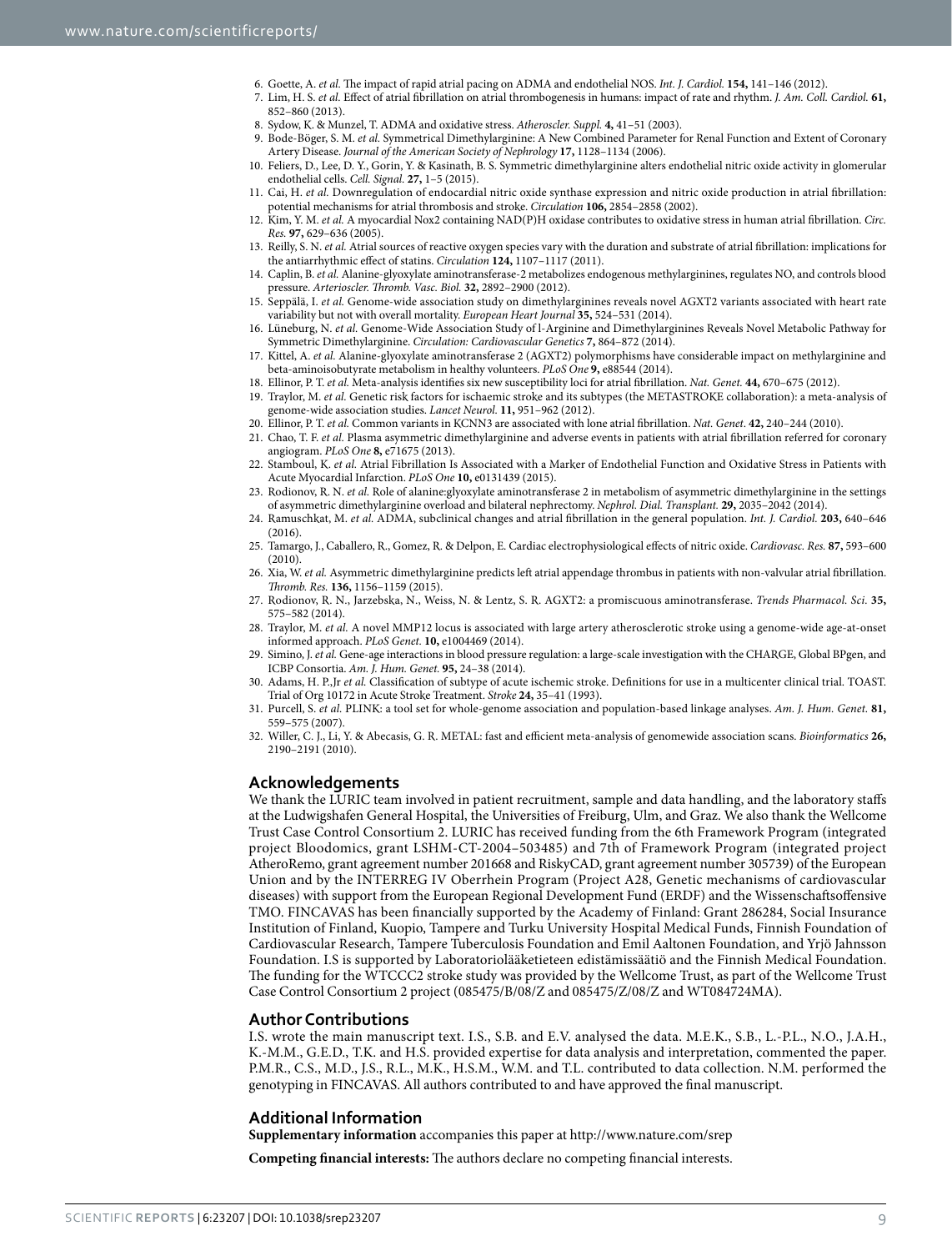6. Goette, A. *et al.* The impact of rapid atrial pacing on ADMA and endothelial NOS. *Int. J. Cardiol.* **154,** 141–146 (2012).
7. Lim, H. S. *et al.* Effect of atrial fibrillation on atrial thrombogenesis in humans: impact of rate and rhythm. *J. Am. Coll. Cardiol.* **61,** 852–860 (2013).
8. Sydow, K. & Munzel, T. ADMA and oxidative stress. *Atheroscler. Suppl.* **4,** 41–51 (2003).
9. Bode-Böger, S. M. *et al.* Symmetrical Dimethylarginine: A New Combined Parameter for Renal Function and Extent of Coronary Artery Disease. *Journal of the American Society of Nephrology* **17,** 1128–1134 (2006).
10. Feliers, D., Lee, D. Y., Gorin, Y. & Kasinath, B. S. Symmetric dimethylarginine alters endothelial nitric oxide activity in glomerular endothelial cells. *Cell. Signal.* **27,** 1–5 (2015).
11. Cai, H. *et al.* Downregulation of endocardial nitric oxide synthase expression and nitric oxide production in atrial fibrillation: potential mechanisms for atrial thrombosis and stroke. *Circulation* **106,** 2854–2858 (2002).
12. Kim, Y. M. *et al.* A myocardial Nox2 containing NAD(P)H oxidase contributes to oxidative stress in human atrial fibrillation. *Circ. Res.* **97,** 629–636 (2005).
13. Reilly, S. N. *et al.* Atrial sources of reactive oxygen species vary with the duration and substrate of atrial fibrillation: implications for the antiarrhythmic effect of statins. *Circulation* **124,** 1107–1117 (2011).
14. Caplin, B. *et al.* Alanine-glyoxylate aminotransferase-2 metabolizes endogenous methylarginines, regulates NO, and controls blood pressure. *Arterioscler. Thromb. Vasc. Biol.* **32,** 2892–2900 (2012).
15. Seppälä, I. *et al.* Genome-wide association study on dimethylarginines reveals novel AGXT2 variants associated with heart rate variability but not with overall mortality. *European Heart Journal* **35,** 524–531 (2014).
16. Lüneburg, N. *et al.* Genome-Wide Association Study of l-Arginine and Dimethylarginines Reveals Novel Metabolic Pathway for Symmetric Dimethylarginine. *Circulation: Cardiovascular Genetics* **7,** 864–872 (2014).
17. Kittel, A. *et al.* Alanine-glyoxylate aminotransferase 2 (AGXT2) polymorphisms have considerable impact on methylarginine and beta-aminoisobutyrate metabolism in healthy volunteers. *PLoS One* **9,** e88544 (2014).
18. Ellinor, P. T. *et al.* Meta-analysis identifies six new susceptibility loci for atrial fibrillation. *Nat. Genet.* **44,** 670–675 (2012).
19. Traylor, M. *et al.* Genetic risk factors for ischaemic stroke and its subtypes (the METASTROKE collaboration): a meta-analysis of genome-wide association studies. *Lancet Neurol.* **11,** 951–962 (2012).
20. Ellinor, P. T. *et al.* Common variants in KCNN3 are associated with lone atrial fibrillation. *Nat. Genet.* **42,** 240–244 (2010).
21. Chao, T. F. *et al.* Plasma asymmetric dimethylarginine and adverse events in patients with atrial fibrillation referred for coronary angiogram. *PLoS One* **8,** e71675 (2013).
22. Stamboul, K. *et al.* Atrial Fibrillation Is Associated with a Marker of Endothelial Function and Oxidative Stress in Patients with Acute Myocardial Infarction. *PLoS One* **10,** e0131439 (2015).
23. Rodionov, R. N. *et al.* Role of alanine:glyoxylate aminotransferase 2 in metabolism of asymmetric dimethylarginine in the settings of asymmetric dimethylarginine overload and bilateral nephrectomy. *Nephrol. Dial. Transplant.* **29,** 2035–2042 (2014).
24. Ramuschkat, M. *et al.* ADMA, subclinical changes and atrial fibrillation in the general population. *Int. J. Cardiol.* **203,** 640–646 (2016).
25. Tamargo, J., Caballero, R., Gomez, R. & Delpon, E. Cardiac electrophysiological effects of nitric oxide. *Cardiovasc. Res.* **87,** 593–600 (2010).
26. Xia, W. *et al.* Asymmetric dimethylarginine predicts left atrial appendage thrombus in patients with non-valvular atrial fibrillation. *Thromb. Res.* **136,** 1156–1159 (2015).
27. Rodionov, R. N., Jarzebska, N., Weiss, N. & Lentz, S. R. AGXT2: a promiscuous aminotransferase. *Trends Pharmacol. Sci.* **35,** 575–582 (2014).
28. Traylor, M. *et al.* A novel MMP12 locus is associated with large artery atherosclerotic stroke using a genome-wide age-at-onset informed approach. *PLoS Genet.* **10,** e1004469 (2014).
29. Simino, J. *et al.* Gene-age interactions in blood pressure regulation: a large-scale investigation with the CHARGE, Global BPgen, and ICBP Consortia. *Am. J. Hum. Genet.* **95,** 24–38 (2014).
30. Adams, H. P.,Jr *et al.* Classification of subtype of acute ischemic stroke. Definitions for use in a multicenter clinical trial. TOAST. Trial of Org 10172 in Acute Stroke Treatment. *Stroke* **24,** 35–41 (1993).
31. Purcell, S. *et al.* PLINK: a tool set for whole-genome association and population-based linkage analyses. *Am. J. Hum. Genet.* **81,** 559–575 (2007).
32. Willer, C. J., Li, Y. & Abecasis, G. R. METAL: fast and efficient meta-analysis of genomewide association scans. *Bioinformatics* **26,** 2190–2191 (2010).

## Acknowledgements

We thank the LURIC team involved in patient recruitment, sample and data handling, and the laboratory staffs at the Ludwigshafen General Hospital, the Universities of Freiburg, Ulm, and Graz. We also thank the Wellcome Trust Case Control Consortium 2. LURIC has received funding from the 6th Framework Program (integrated project Bloodomics, grant LSHM-CT-2004–503485) and 7th of Framework Program (integrated project AtheroRemo, grant agreement number 201668 and RiskyCAD, grant agreement number 305739) of the European Union and by the INTERREG IV Oberrhein Program (Project A28, Genetic mechanisms of cardiovascular diseases) with support from the European Regional Development Fund (ERDF) and the Wissenschaftsoffensive TMO. FINCAVAS has been financially supported by the Academy of Finland: Grant 286284, Social Insurance Institution of Finland, Kuopio, Tampere and Turku University Hospital Medical Funds, Finnish Foundation of Cardiovascular Research, Tampere Tuberculosis Foundation and Emil Aaltonen Foundation, and Yrjö Jahnsson Foundation. I.S is supported by Laboratoriolääketieteen edistämissäätiö and the Finnish Medical Foundation. The funding for the WTCCC2 stroke study was provided by the Wellcome Trust, as part of the Wellcome Trust Case Control Consortium 2 project (085475/B/08/Z and 085475/Z/08/Z and WT084724MA).

## Author Contributions

I.S. wrote the main manuscript text. I.S., S.B. and E.V. analysed the data. M.E.K., S.B., L.-P.L., N.O., J.A.H., K.-M.M., G.E.D., T.K. and H.S. provided expertise for data analysis and interpretation, commented the paper. P.M.R., C.S., M.D., J.S., R.L., M.K., H.S.M., W.M. and T.L. contributed to data collection. N.M. performed the genotyping in FINCAVAS. All authors contributed to and have approved the final manuscript.

## Additional Information

**Supplementary information** accompanies this paper at http://www.nature.com/srep

**Competing financial interests:** The authors declare no competing financial interests.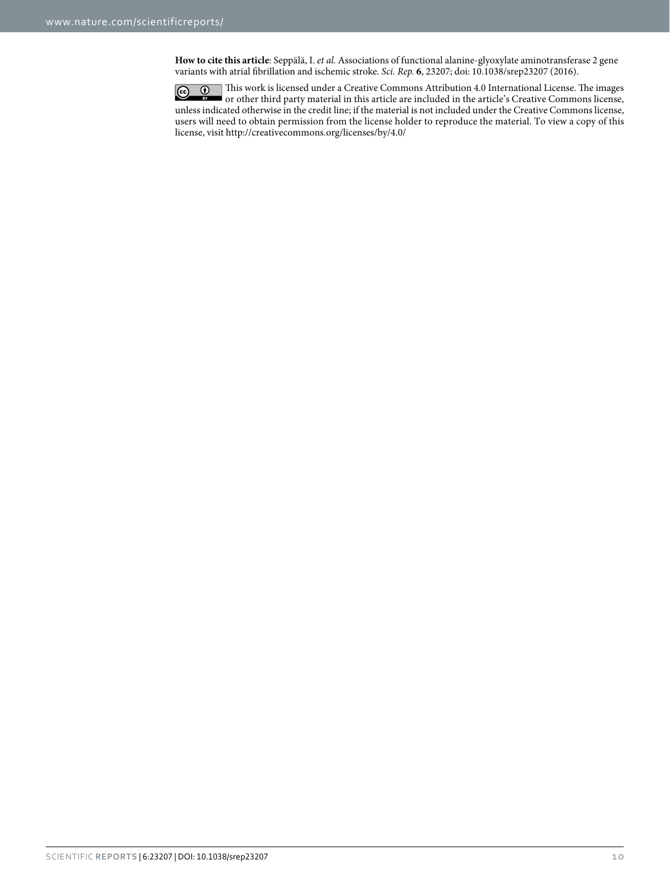**How to cite this article**: Seppälä, I. *et al.* Associations of functional alanine-glyoxylate aminotransferase 2 gene variants with atrial fibrillation and ischemic stroke. *Sci. Rep.* **6**, 23207; doi: 10.1038/srep23207 (2016).

This work is licensed under a Creative Commons Attribution 4.0 International License. The images or other third party material in this article are included in the article's Creative Commons license, unless indicated otherwise in the credit line; if the material is not included under the Creative Commons license, users will need to obtain permission from the license holder to reproduce the material. To view a copy of this license, visit http://creativecommons.org/licenses/by/4.0/